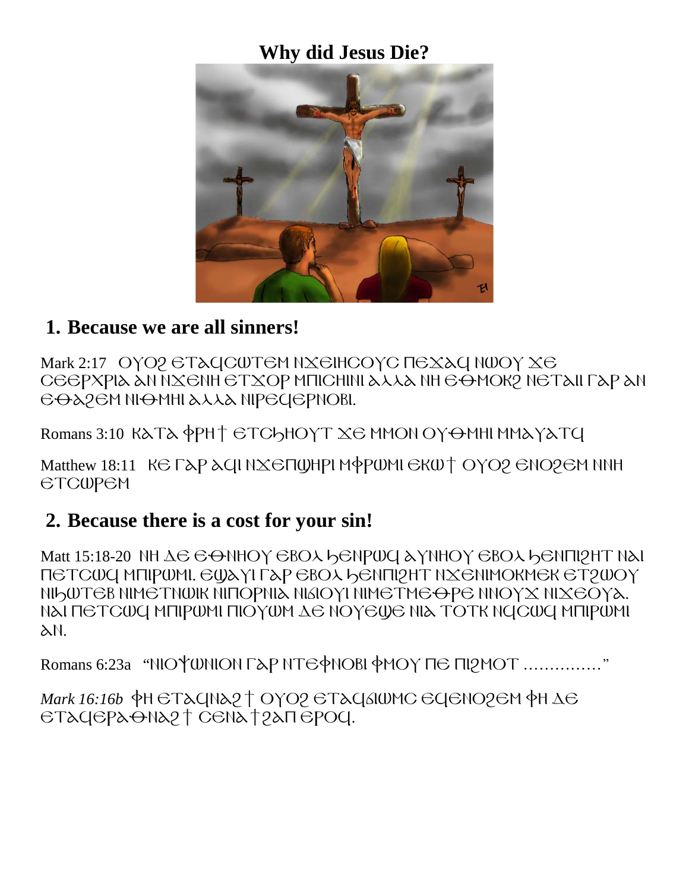# Why did Jesus Die?

## 1. Because we are all sinners!

Mark 2:17 ΟΥΟϨ ЄΤⲀϤCѠΤЄΜ ΝϪЄΙΗCΟΥC ΠЄϪⲀϤ ΝѠΟΥ ϪЄ CЄЄΡΧΡΙⲀ ⲀΝ ΝϪЄΝΗ ЄΤϪΟΡ ΜΠΙCΗΙΝΙ ⲀⲖⲖⲀ ΝΗ ЄѲΜΟΚϨ ΝЄΤⲀΙΙ ΓⲀΡ ⲀΝ ЄѲⲀϨЄΜ ΝΙѲΜΗΙ ⲀⲖⲖⲀ ΝΙΡЄϤЄΡΝΟΒΙ.

Romans 3:10 ΚⲀΤⲀ ΦΡΗ† ЄΤCϦΗΟΥΤ ϪЄ ΜΜΟΝ ΟΥѲΜΗΙ ΜΜⲀΥⲀΤϤ

Matthew 18:11 ΚЄ ΓⲀΡ ⲀϤΙ ΝϪЄΠϢΗΡΙ ΜΦΡѠΜΙ ЄΚѠ† ΟΥΟϨ ЄΝΟϨЄΜ ΝΝΗ ЄΤCѠΡЄΜ

## 2. Because there is a cost for your sin!

Matt 15:18-20 ΝΗ ΔЄ ЄѲΝΗΟΥ ЄΒΟⲖ ϦЄΝΡѠϤ ⲀΥΝΗΟΥ ЄΒΟⲖ ϦЄΝΠΙϨΗΤ ΝⲀΙ ΠЄΤCѠϤ ΜΠΙΡѠΜΙ. ЄϢⲀΥΙ ΓⲀΡ ЄΒΟⲖ ϦЄΝΠΙϨΗΤ ΝϪЄΝΙΜΟΚΜЄΚ ЄΤϨѠΟΥ ΝΙϦѠΤЄΒ ΝΙΜЄΤΝѠΙΚ ΝΙΠΟΡΝΙⲀ ΝΙϬΙΟΥΙ ΝΙΜЄΤΜЄѲΡЄ ΝΝΟΥϪ ΝΙϪЄΟΥⲀ. ΝⲀΙ ΠЄΤCѠϤ ΜΠΙΡѠΜΙ ΠΙΟΥѠΜ ΔЄ ΝΟΥЄϢЄ ΝΙⲀ ΤΟΤΚ ΝϤCѠϤ ΜΠΙΡѠΜΙ ⲀΝ.

Romans 6:23a "ΝΙΟ†ѠΝΙΟΝ ΓⲀΡ ΝΤЄΦΝΟΒΙ ΦΜΟΥ ΠЄ ΠΙϨΜΟΤ ..............."

*Mark 16:16b* ΦΗ ЄΤⲀϤΝⲀϨ† ΟΥΟϨ ЄΤⲀϤϬΙѠΜC ЄϤЄΝΟϨЄΜ ΦΗ ΔЄ ЄΤⲀϤЄΡⲀѲΝⲀϨ† CЄΝⲀ†ϨⲀΠ ЄΡΟϤ.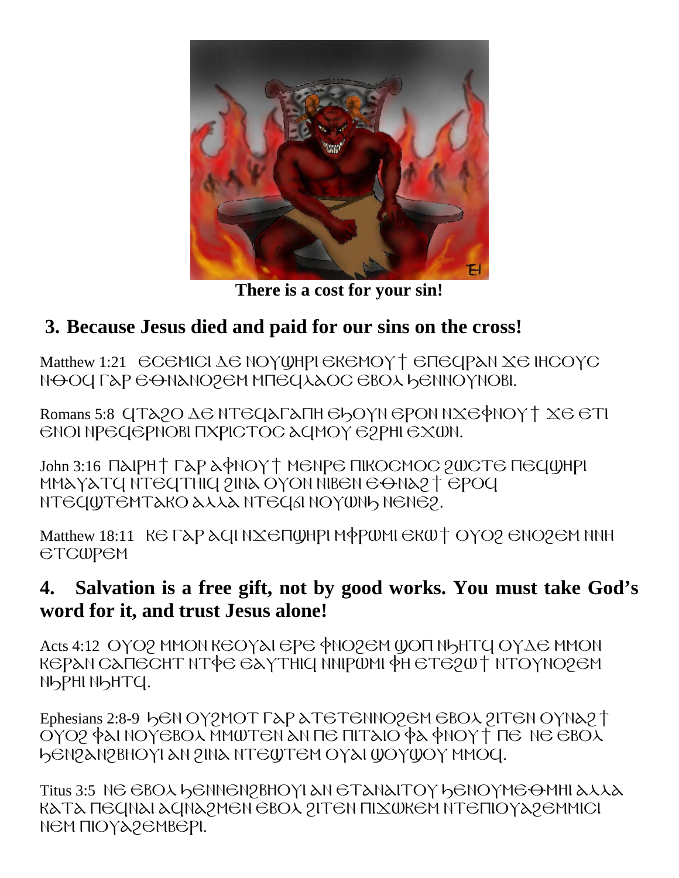**There is a cost for your sin!**

## 3. Because Jesus died and paid for our sins on the cross!

Matthew 1:21 ⲈⲤⲈⲘⲒⲤⲒ ⲆⲈ ⲚⲞⲨϢⲎⲢⲒ ⲈⲔⲈⲘⲞⲨϮ ⲈⲠⲈϤⲢⲀⲚ ϪⲈ ⲒⲎⲤⲞⲨⲤ ⲚⲐⲞϤ ⲄⲀⲢ ⲈⲐⲚⲀⲚⲞϨⲈⲘ ⲘⲠⲈϤⲖⲀⲞⲤ ⲈⲂⲞⲖ ϦⲈⲚⲚⲞⲨⲚⲞⲂⲒ.

Romans 5:8 ϤⲦⲀϨⲞ ⲆⲈ ⲚⲦⲈϤⲀⲄⲀⲠⲎ ⲈϦⲞⲨⲚ ⲈⲢⲞⲚ ⲚϪⲈⲪⲚⲞⲨϮ ϪⲈ ⲈⲦⲒ ⲈⲚⲞⲒ ⲚⲢⲈϤⲈⲢⲚⲞⲂⲒ ⲠⲬⲢⲒⲤⲦⲞⲤ ⲀϤⲘⲞⲨ ⲈϨⲢⲎⲒ ⲈϪⲰⲚ.

John 3:16 ⲠⲀⲒⲢⲎϮ ⲄⲀⲢ ⲀⲪⲚⲞⲨϮ ⲘⲈⲚⲢⲈ ⲠⲒⲔⲞⲤⲘⲞⲤ ϨⲰⲤⲦⲈ ⲠⲈϤϢⲎⲢⲒ ⲘⲘⲀⲨⲀⲦϤ ⲚⲦⲈϤⲦⲎⲒϤ ϨⲒⲚⲀ ⲞⲨⲞⲚ ⲚⲒⲂⲈⲚ ⲈⲐⲚⲀϨϮ ⲈⲢⲞϤ ⲚⲦⲈϤϢⲦⲈⲘⲦⲀⲔⲞ ⲀⲖⲖⲀ ⲚⲦⲈϤϬⲒ ⲚⲞⲨⲰⲚϦ ⲚⲈⲚⲈϨ.

Matthew 18:11 ⲔⲈ ⲄⲀⲢ ⲀϤⲒ ⲚϪⲈⲠϢⲎⲢⲒ ⲘⲪⲢⲰⲘⲒ ⲈⲔⲰϮ ⲞⲨⲞϨ ⲈⲚⲞϨⲈⲘ ⲚⲚⲎ ⲈⲦⲤⲰⲢⲈⲘ

## 4. Salvation is a free gift, not by good works. You must take God's word for it, and trust Jesus alone!

Acts 4:12 ⲞⲨⲞϨ ⲘⲘⲞⲚ ⲔⲈⲞⲨⲀⲒ ⲈⲢⲈ ⲪⲚⲞϨⲈⲘ ϢⲞⲠ ⲚϦⲎⲦϤ ⲞⲨⲆⲈ ⲘⲘⲞⲚ ⲔⲈⲢⲀⲚ ⲤⲀⲠⲈⲤⲎⲦ ⲚⲦⲪⲈ ⲈⲀⲨⲦⲎⲒϤ ⲚⲚⲒⲢⲰⲘⲒ ⲪⲎ ⲈⲦⲈϨⲰϮ ⲚⲦⲞⲨⲚⲞϨⲈⲘ ⲚϦⲢⲎⲒ ⲚϦⲎⲦϤ.

Ephesians 2:8-9 ϦⲈⲚ ⲞⲨϨⲘⲞⲦ ⲄⲀⲢ ⲀⲦⲈⲦⲈⲚⲚⲞϨⲈⲘ ⲈⲂⲞⲖ ϨⲒⲦⲈⲚ ⲞⲨⲚⲀϨϮ ⲞⲨⲞϨ ⲪⲀⲒ ⲚⲞⲨⲈⲂⲞⲖ ⲘⲘⲰⲦⲈⲚ ⲀⲚ ⲠⲈ ⲠⲒⲦⲀⲒⲞ ⲪⲀ ⲪⲚⲞⲨϮ ⲠⲈ ⲚⲈ ⲈⲂⲞⲖ ϦⲈⲚϨⲀⲚϨⲂⲎⲞⲨⲒ ⲀⲚ ϨⲒⲚⲀ ⲚⲦⲈϢⲦⲈⲘ ⲞⲨⲀⲒ ϢⲞⲨϢⲞⲨ ⲘⲘⲞϤ.

Titus 3:5 ⲚⲈ ⲈⲂⲞⲖ ϦⲈⲚⲚⲈⲚϨⲂⲎⲞⲨⲒ ⲀⲚ ⲈⲦⲀⲚⲀⲒⲦⲞⲨ ϦⲈⲚⲞⲨⲘⲈⲐⲘⲎⲒ ⲀⲖⲖⲀ ⲔⲀⲦⲀ ⲠⲈϤⲚⲀⲒ ⲀϤⲚⲀϨⲘⲈⲚ ⲈⲂⲞⲖ ϨⲒⲦⲈⲚ ⲠⲒϪⲰⲔⲈⲘ ⲚⲦⲈⲠⲒⲞⲨⲀϨⲈⲘⲘⲒⲤⲒ ⲚⲈⲘ ⲠⲒⲞⲨⲀϨⲈⲘⲂⲈⲢⲒ.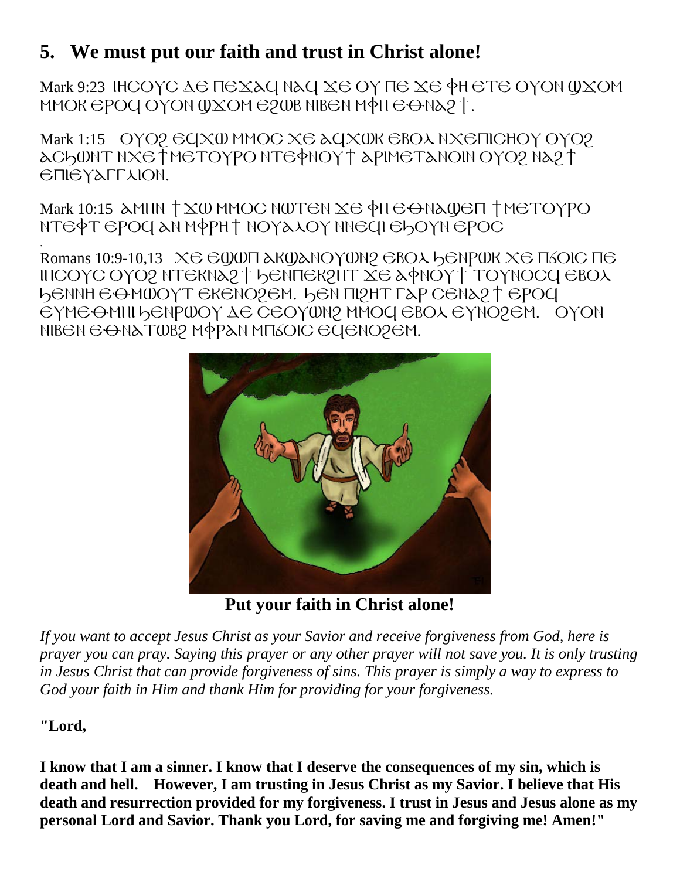## 5. We must put our faith and trust in Christ alone!

Mark 9:23 ⲓⲏⲥⲟⲩⲥ ⲇⲉ ⲡⲉϫⲁϥ ⲛⲁϥ ϫⲉ ⲟⲩ ⲡⲉ ϫⲉ ⲫⲏ ⲉⲧⲉ ⲟⲩⲟⲛ ϣϫⲟⲙ ⲙⲙⲟⲕ ⲉⲣⲟϥ ⲟⲩⲟⲛ ϣϫⲟⲙ ⲉϩⲱⲃ ⲛⲓⲃⲉⲛ ⲙⲫⲏ ⲉⲑⲛⲁϩϯ.

Mark 1:15 ⲟⲩⲟϩ ⲉϥϫⲱ ⲙⲙⲟⲥ ϫⲉ ⲁϥϫⲱⲕ ⲉⲃⲟⲗ ⲛϫⲉⲡⲓⲥⲏⲟⲩ ⲟⲩⲟϩ ⲁⲥϧⲱⲛⲧ ⲛϫⲉϯⲙⲉⲧⲟⲩⲣⲟ ⲛⲧⲉⲫⲛⲟⲩϯ ⲁⲣⲓⲙⲉⲧⲁⲛⲟⲓⲛ ⲟⲩⲟϩ ⲛⲁϩϯ ⲉⲡⲓⲉⲩⲁⲅⲅⲗⲓⲟⲛ.

Mark 10:15 ⲁⲙⲏⲛ ϯϫⲱ ⲙⲙⲟⲥ ⲛⲱⲧⲉⲛ ϫⲉ ⲫⲏ ⲉⲑⲛⲁϣⲉⲡ ϯⲙⲉⲧⲟⲩⲣⲟ ⲛⲧⲉⲫϯ ⲉⲣⲟϥ ⲁⲛ ⲙⲫⲣⲏϯ ⲛⲟⲩⲁⲗⲟⲩ ⲛⲛⲉϥⲓ ⲉϧⲟⲩⲛ ⲉⲣⲟⲥ

Romans 10:9-10,13 ϫⲉ ⲉϣⲱⲡ ⲁⲕϣⲁⲛⲟⲩⲱⲛϩ ⲉⲃⲟⲗ ϧⲉⲛⲣⲱⲕ ϫⲉ ⲡϭⲟⲓⲥ ⲡⲉ ⲓⲏⲥⲟⲩⲥ ⲟⲩⲟϩ ⲛⲧⲉⲕⲛⲁϩϯ ϧⲉⲛⲡⲉⲕϩⲏⲧ ϫⲉ ⲁⲫⲛⲟⲩϯ ⲧⲟⲩⲛⲟⲥϥ ⲉⲃⲟⲗ ϧⲉⲛⲛⲏ ⲉⲑⲙⲱⲟⲩⲧ ⲉⲕⲉⲛⲟϩⲉⲙ. ϧⲉⲛ ⲡⲓϩⲏⲧ ⲅⲁⲣ ⲥⲉⲛⲁϩϯ ⲉⲣⲟϥ ⲉⲩⲙⲉⲑⲙⲏⲓ ϧⲉⲛⲣⲱⲟⲩ ⲇⲉ ⲥⲉⲟⲩⲱⲛϩ ⲙⲙⲟϥ ⲉⲃⲟⲗ ⲉⲩⲛⲟϩⲉⲙ. ⲟⲩⲟⲛ ⲛⲓⲃⲉⲛ ⲉⲑⲛⲁⲧⲱⲃϩ ⲙⲫⲣⲁⲛ ⲙⲡϭⲟⲓⲥ ⲉϥⲉⲛⲟϩⲉⲙ.

**Put your faith in Christ alone!**

*If you want to accept Jesus Christ as your Savior and receive forgiveness from God, here is prayer you can pray. Saying this prayer or any other prayer will not save you. It is only trusting in Jesus Christ that can provide forgiveness of sins. This prayer is simply a way to express to God your faith in Him and thank Him for providing for your forgiveness.*

**"Lord,**

**I know that I am a sinner. I know that I deserve the consequences of my sin, which is death and hell. However, I am trusting in Jesus Christ as my Savior. I believe that His death and resurrection provided for my forgiveness. I trust in Jesus and Jesus alone as my personal Lord and Savior. Thank you Lord, for saving me and forgiving me! Amen!"**